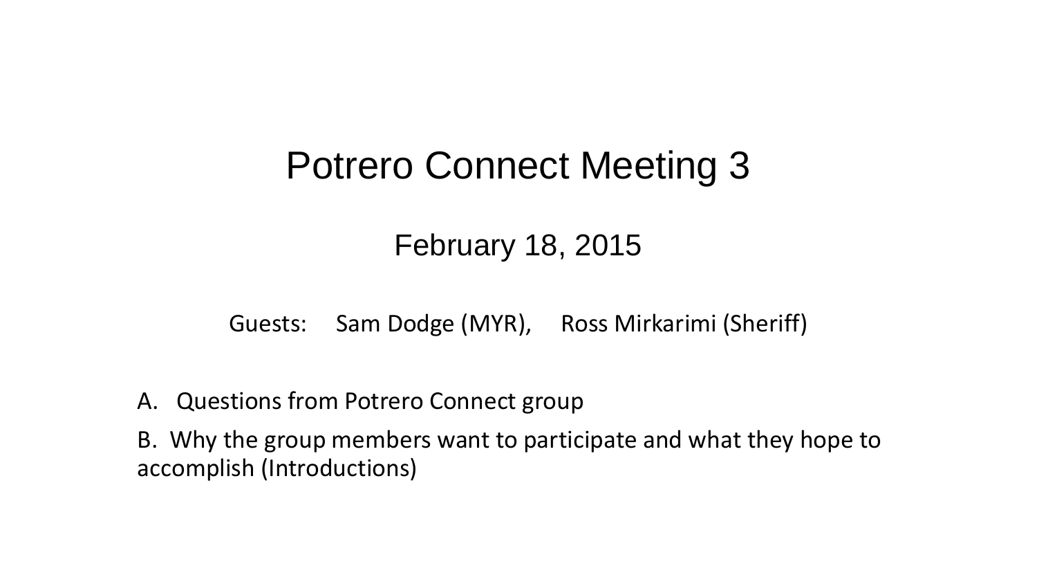# Potrero Connect Meeting 3

## February 18, 2015

Guests: Sam Dodge (MYR), Ross Mirkarimi (Sheriff)

A. Questions from Potrero Connect group

B. Why the group members want to participate and what they hope to accomplish (Introductions)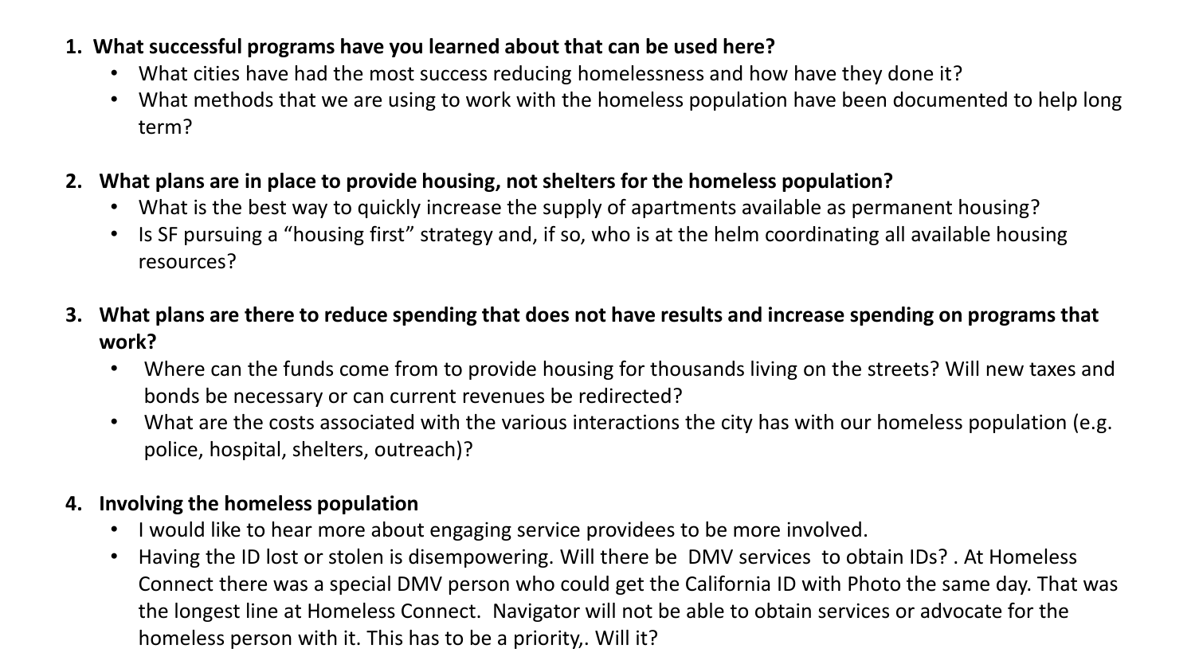1. **What successful programs have you learned about that can be used here?**
   - What cities have had the most success reducing homelessness and how have they done it?
   - What methods that we are using to work with the homeless population have been documented to help long term?

2. **What plans are in place to provide housing, not shelters for the homeless population?**
   - What is the best way to quickly increase the supply of apartments available as permanent housing?
   - Is SF pursuing a "housing first" strategy and, if so, who is at the helm coordinating all available housing resources?

3. **What plans are there to reduce spending that does not have results and increase spending on programs that work?**
   - Where can the funds come from to provide housing for thousands living on the streets? Will new taxes and bonds be necessary or can current revenues be redirected?
   - What are the costs associated with the various interactions the city has with our homeless population (e.g. police, hospital, shelters, outreach)?

4. **Involving the homeless population**
   - I would like to hear more about engaging service providees to be more involved.
   - Having the ID lost or stolen is disempowering. Will there be DMV services to obtain IDs? . At Homeless Connect there was a special DMV person who could get the California ID with Photo the same day. That was the longest line at Homeless Connect. Navigator will not be able to obtain services or advocate for the homeless person with it. This has to be a priority,. Will it?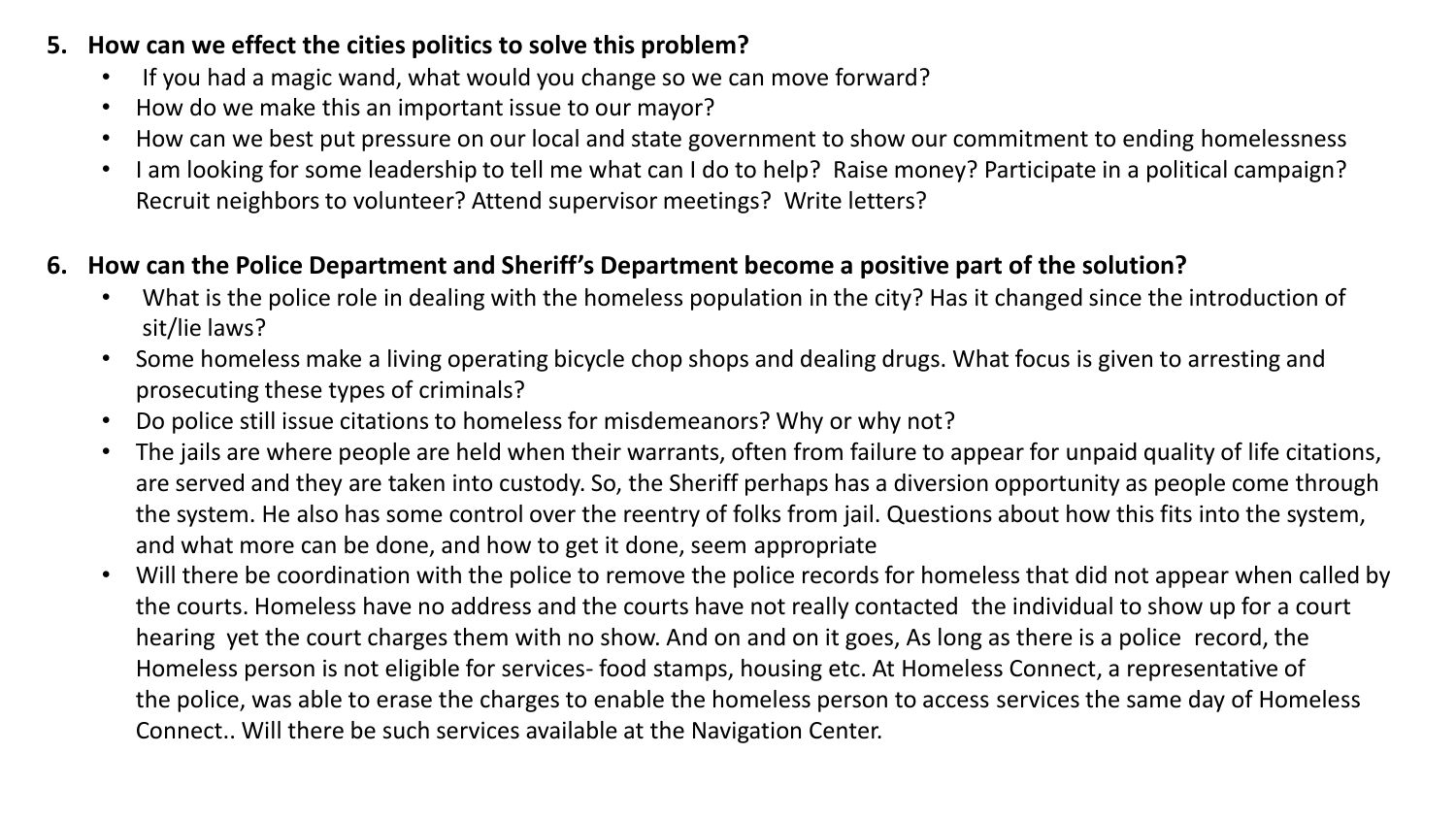5. **How can we effect the cities politics to solve this problem?**
    - If you had a magic wand, what would you change so we can move forward?
    - How do we make this an important issue to our mayor?
    - How can we best put pressure on our local and state government to show our commitment to ending homelessness
    - I am looking for some leadership to tell me what can I do to help? Raise money? Participate in a political campaign? Recruit neighbors to volunteer? Attend supervisor meetings? Write letters?

6. **How can the Police Department and Sheriff's Department become a positive part of the solution?**
    - What is the police role in dealing with the homeless population in the city? Has it changed since the introduction of sit/lie laws?
    - Some homeless make a living operating bicycle chop shops and dealing drugs. What focus is given to arresting and prosecuting these types of criminals?
    - Do police still issue citations to homeless for misdemeanors? Why or why not?
    - The jails are where people are held when their warrants, often from failure to appear for unpaid quality of life citations, are served and they are taken into custody. So, the Sheriff perhaps has a diversion opportunity as people come through the system. He also has some control over the reentry of folks from jail. Questions about how this fits into the system, and what more can be done, and how to get it done, seem appropriate
    - Will there be coordination with the police to remove the police records for homeless that did not appear when called by the courts. Homeless have no address and the courts have not really contacted the individual to show up for a court hearing yet the court charges them with no show. And on and on it goes, As long as there is a police record, the Homeless person is not eligible for services- food stamps, housing etc. At Homeless Connect, a representative of the police, was able to erase the charges to enable the homeless person to access services the same day of Homeless Connect.. Will there be such services available at the Navigation Center.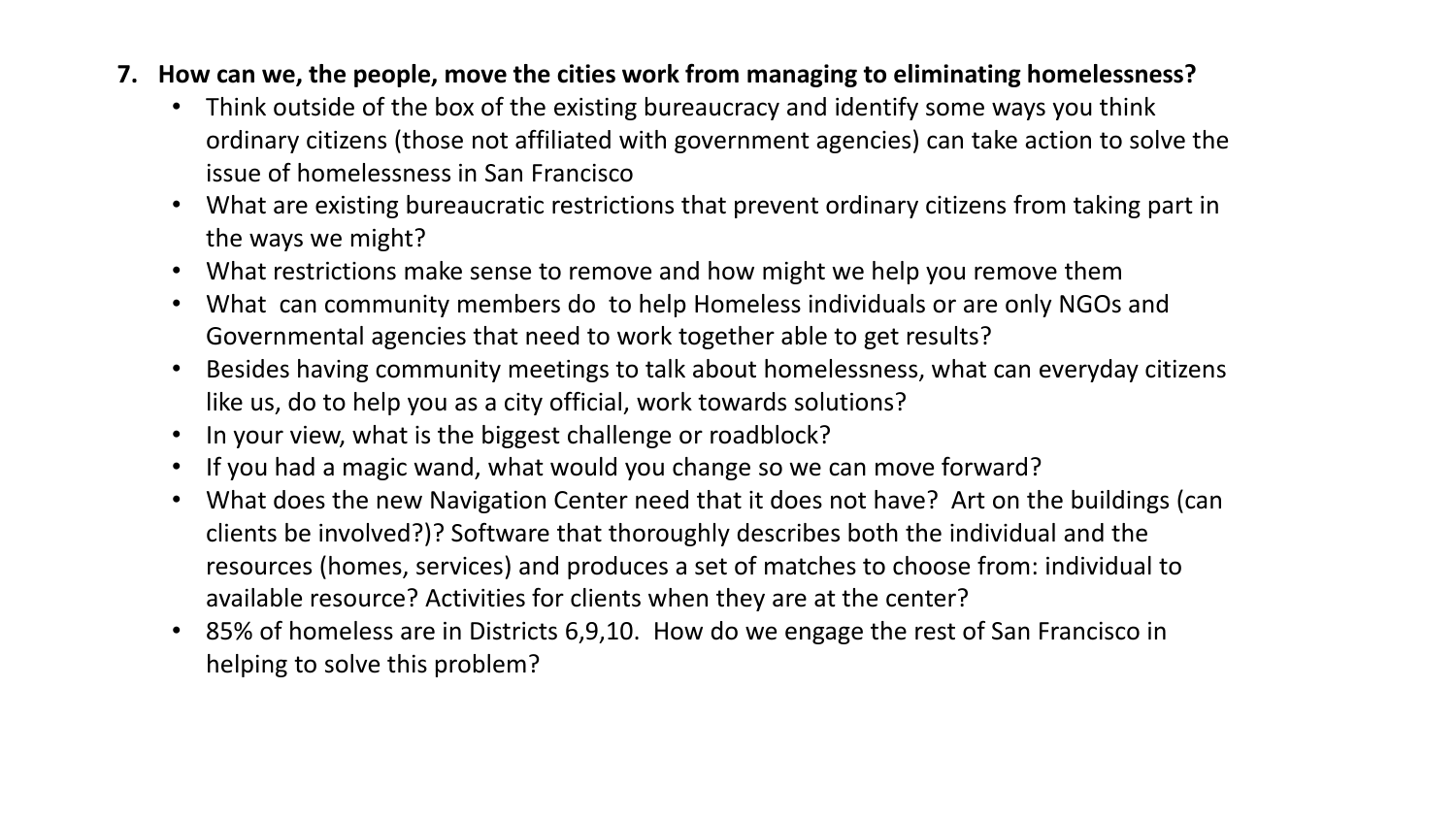7. **How can we, the people, move the cities work from managing to eliminating homelessness?**
    - Think outside of the box of the existing bureaucracy and identify some ways you think ordinary citizens (those not affiliated with government agencies) can take action to solve the issue of homelessness in San Francisco
    - What are existing bureaucratic restrictions that prevent ordinary citizens from taking part in the ways we might?
    - What restrictions make sense to remove and how might we help you remove them
    - What  can community members do  to help Homeless individuals or are only NGOs and Governmental agencies that need to work together able to get results?
    - Besides having community meetings to talk about homelessness, what can everyday citizens like us, do to help you as a city official, work towards solutions?
    - In your view, what is the biggest challenge or roadblock?
    - If you had a magic wand, what would you change so we can move forward?
    - What does the new Navigation Center need that it does not have?  Art on the buildings (can clients be involved?)? Software that thoroughly describes both the individual and the resources (homes, services) and produces a set of matches to choose from: individual to available resource? Activities for clients when they are at the center?
    - 85% of homeless are in Districts 6,9,10.  How do we engage the rest of San Francisco in helping to solve this problem?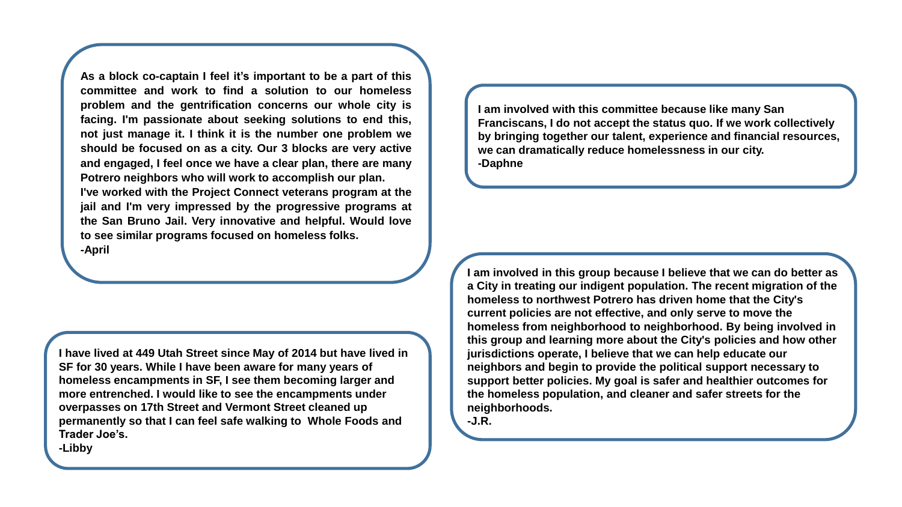**As a block co-captain I feel it's important to be a part of this committee and work to find a solution to our homeless problem and the gentrification concerns our whole city is facing. I'm passionate about seeking solutions to end this, not just manage it. I think it is the number one problem we should be focused on as a city. Our 3 blocks are very active and engaged, I feel once we have a clear plan, there are many Potrero neighbors who will work to accomplish our plan.**
**I've worked with the Project Connect veterans program at the jail and I'm very impressed by the progressive programs at the San Bruno Jail. Very innovative and helpful. Would love to see similar programs focused on homeless folks.**
**-April**

**I am involved with this committee because like many San Franciscans, I do not accept the status quo. If we work collectively by bringing together our talent, experience and financial resources, we can dramatically reduce homelessness in our city.**
**-Daphne**

**I have lived at 449 Utah Street since May of 2014 but have lived in SF for 30 years. While I have been aware for many years of homeless encampments in SF, I see them becoming larger and more entrenched. I would like to see the encampments under overpasses on 17th Street and Vermont Street cleaned up permanently so that I can feel safe walking to Whole Foods and Trader Joe's.**
**-Libby**

**I am involved in this group because I believe that we can do better as a City in treating our indigent population. The recent migration of the homeless to northwest Potrero has driven home that the City's current policies are not effective, and only serve to move the homeless from neighborhood to neighborhood. By being involved in this group and learning more about the City's policies and how other jurisdictions operate, I believe that we can help educate our neighbors and begin to provide the political support necessary to support better policies. My goal is safer and healthier outcomes for the homeless population, and cleaner and safer streets for the neighborhoods.**
**-J.R.**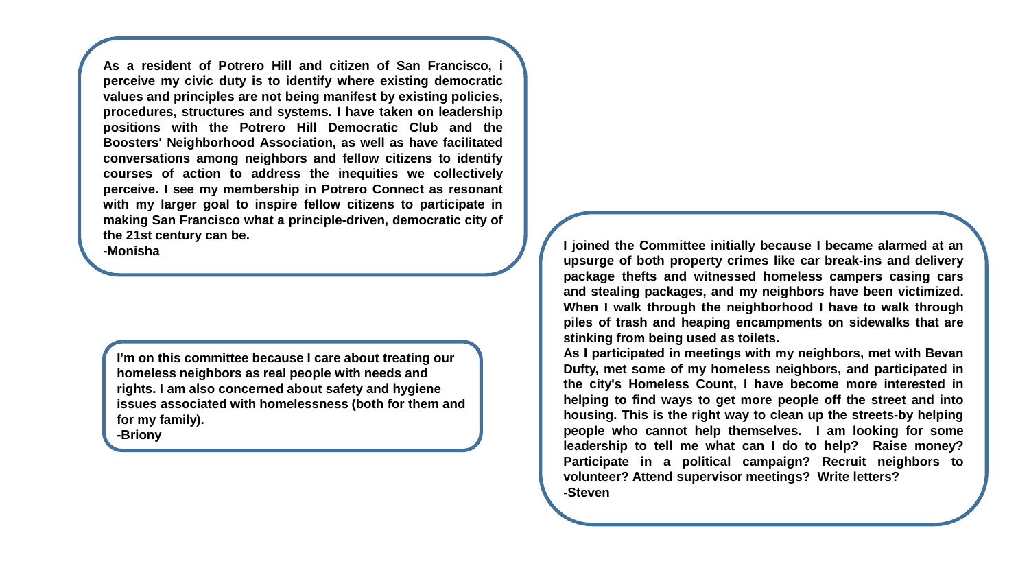**As a resident of Potrero Hill and citizen of San Francisco, i perceive my civic duty is to identify where existing democratic values and principles are not being manifest by existing policies, procedures, structures and systems. I have taken on leadership positions with the Potrero Hill Democratic Club and the Boosters' Neighborhood Association, as well as have facilitated conversations among neighbors and fellow citizens to identify courses of action to address the inequities we collectively perceive. I see my membership in Potrero Connect as resonant with my larger goal to inspire fellow citizens to participate in making San Francisco what a principle-driven, democratic city of the 21st century can be.**
**-Monisha**

**I'm on this committee because I care about treating our homeless neighbors as real people with needs and rights. I am also concerned about safety and hygiene issues associated with homelessness (both for them and for my family).**
**-Briony**

**I joined the Committee initially because I became alarmed at an upsurge of both property crimes like car break-ins and delivery package thefts and witnessed homeless campers casing cars and stealing packages, and my neighbors have been victimized. When I walk through the neighborhood I have to walk through piles of trash and heaping encampments on sidewalks that are stinking from being used as toilets.**
**As I participated in meetings with my neighbors, met with Bevan Dufty, met some of my homeless neighbors, and participated in the city's Homeless Count, I have become more interested in helping to find ways to get more people off the street and into housing. This is the right way to clean up the streets-by helping people who cannot help themselves. I am looking for some leadership to tell me what can I do to help? Raise money? Participate in a political campaign? Recruit neighbors to volunteer? Attend supervisor meetings? Write letters?**
**-Steven**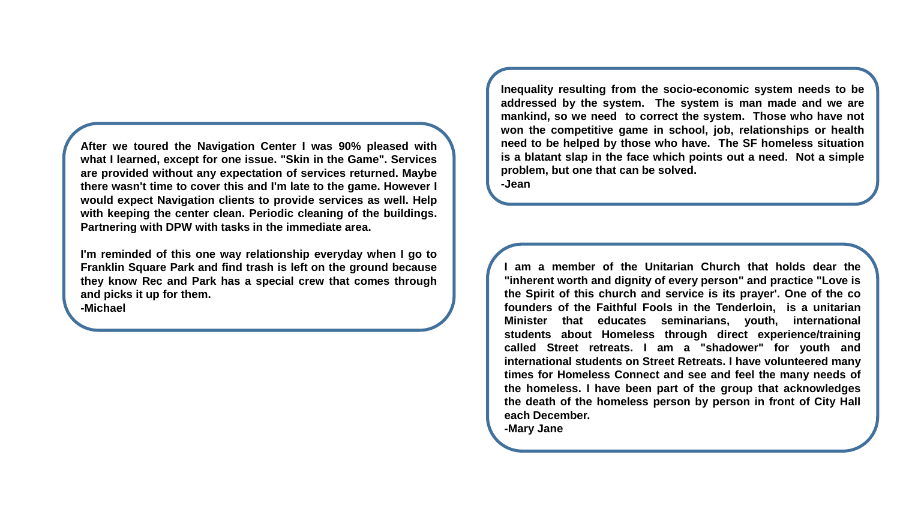After we toured the Navigation Center I was 90% pleased with what I learned, except for one issue. "Skin in the Game". Services are provided without any expectation of services returned. Maybe there wasn't time to cover this and I'm late to the game. However I would expect Navigation clients to provide services as well. Help with keeping the center clean. Periodic cleaning of the buildings. Partnering with DPW with tasks in the immediate area.

I'm reminded of this one way relationship everyday when I go to Franklin Square Park and find trash is left on the ground because they know Rec and Park has a special crew that comes through and picks it up for them.
-Michael

Inequality resulting from the socio-economic system needs to be addressed by the system. The system is man made and we are mankind, so we need to correct the system. Those who have not won the competitive game in school, job, relationships or health need to be helped by those who have. The SF homeless situation is a blatant slap in the face which points out a need. Not a simple problem, but one that can be solved.
-Jean

I am a member of the Unitarian Church that holds dear the "inherent worth and dignity of every person" and practice "Love is the Spirit of this church and service is its prayer'. One of the co founders of the Faithful Fools in the Tenderloin, is a unitarian Minister that educates seminarians, youth, international students about Homeless through direct experience/training called Street retreats. I am a "shadower" for youth and international students on Street Retreats. I have volunteered many times for Homeless Connect and see and feel the many needs of the homeless. I have been part of the group that acknowledges the death of the homeless person by person in front of City Hall each December.
-Mary Jane